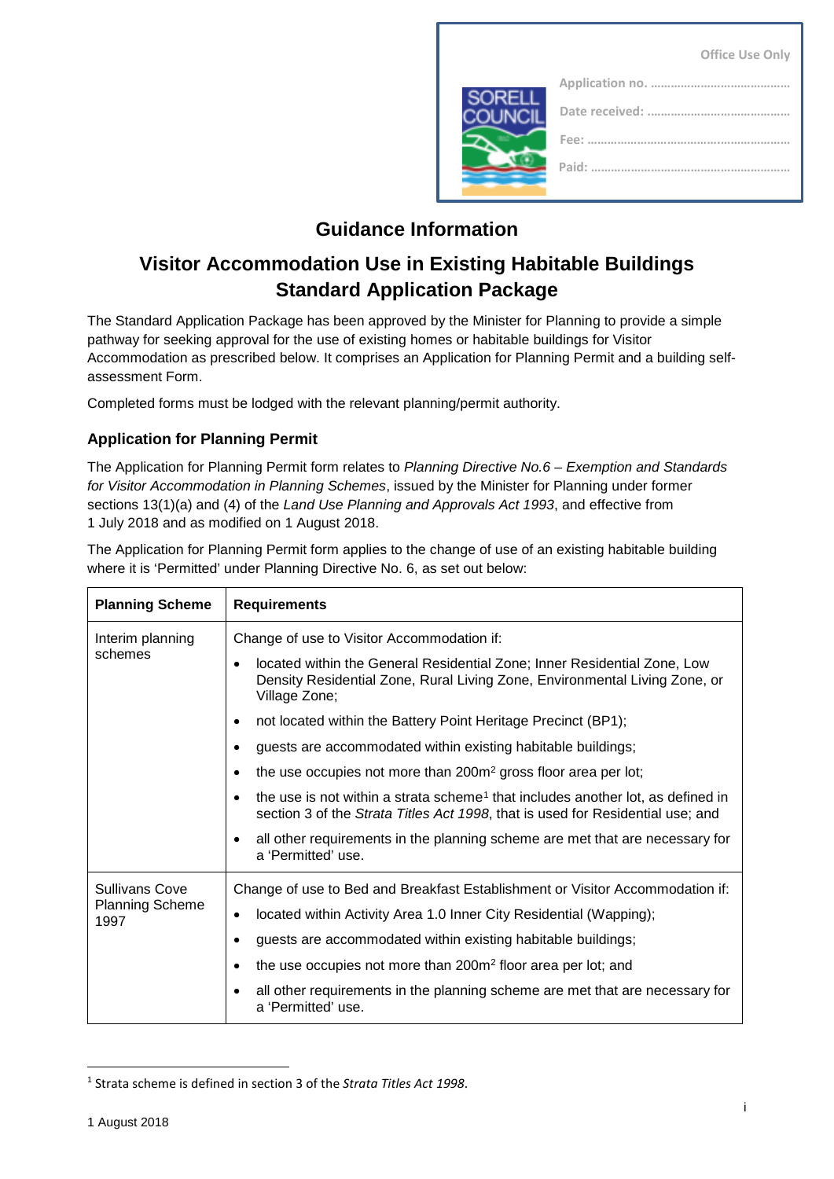Office Use Only

Application no. ..........................................

Date received: ..........................................

Fee: ..........................................

Paid: ..........................................

# Guidance Information

## Visitor Accommodation Use in Existing Habitable Buildings Standard Application Package

The Standard Application Package has been approved by the Minister for Planning to provide a simple pathway for seeking approval for the use of existing homes or habitable buildings for Visitor Accommodation as prescribed below. It comprises an Application for Planning Permit and a building self-assessment Form.

Completed forms must be lodged with the relevant planning/permit authority.

### Application for Planning Permit

The Application for Planning Permit form relates to *Planning Directive No.6 – Exemption and Standards for Visitor Accommodation in Planning Schemes*, issued by the Minister for Planning under former sections 13(1)(a) and (4) of the *Land Use Planning and Approvals Act 1993*, and effective from 1 July 2018 and as modified on 1 August 2018.

The Application for Planning Permit form applies to the change of use of an existing habitable building where it is 'Permitted' under Planning Directive No. 6, as set out below:

| Planning Scheme | Requirements |
|---|---|
| Interim planning schemes | Change of use to Visitor Accommodation if:<br>• located within the General Residential Zone; Inner Residential Zone, Low Density Residential Zone, Rural Living Zone, Environmental Living Zone, or Village Zone;<br>• not located within the Battery Point Heritage Precinct (BP1);<br>• guests are accommodated within existing habitable buildings;<br>• the use occupies not more than 200m$^2$ gross floor area per lot;<br>• the use is not within a strata scheme[1] that includes another lot, as defined in section 3 of the *Strata Titles Act 1998*, that is used for Residential use; and<br>• all other requirements in the planning scheme are met that are necessary for a 'Permitted' use. |
| Sullivans Cove Planning Scheme 1997 | Change of use to Bed and Breakfast Establishment or Visitor Accommodation if:<br>• located within Activity Area 1.0 Inner City Residential (Wapping);<br>• guests are accommodated within existing habitable buildings;<br>• the use occupies not more than 200m$^2$ floor area per lot; and<br>• all other requirements in the planning scheme are met that are necessary for a 'Permitted' use. |

[1] Strata scheme is defined in section 3 of the *Strata Titles Act 1998*.

1 August 2018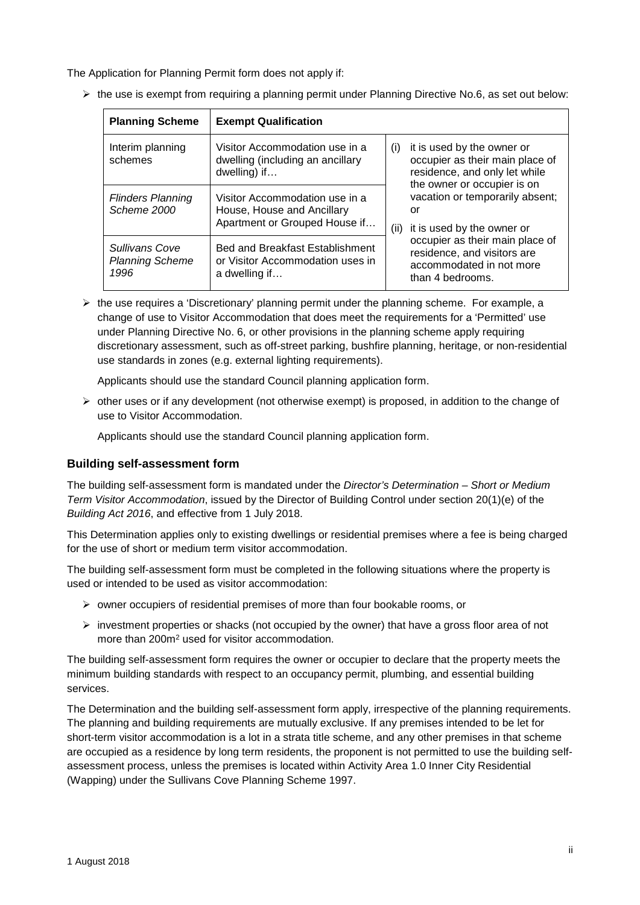The Application for Planning Permit form does not apply if:

- the use is exempt from requiring a planning permit under Planning Directive No.6, as set out below:

| Planning Scheme | Exempt Qualification | |
|---|---|---|
| Interim planning schemes | Visitor Accommodation use in a dwelling (including an ancillary dwelling) if… | (i) it is used by the owner or occupier as their main place of residence, and only let while the owner or occupier is on vacation or temporarily absent; or (ii) it is used by the owner or occupier as their main place of residence, and visitors are accommodated in not more than 4 bedrooms. |
| *Flinders Planning Scheme 2000* | Visitor Accommodation use in a House, House and Ancillary Apartment or Grouped House if… | |
| *Sullivans Cove Planning Scheme 1996* | Bed and Breakfast Establishment or Visitor Accommodation uses in a dwelling if… | |

- the use requires a 'Discretionary' planning permit under the planning scheme. For example, a change of use to Visitor Accommodation that does meet the requirements for a 'Permitted' use under Planning Directive No. 6, or other provisions in the planning scheme apply requiring discretionary assessment, such as off-street parking, bushfire planning, heritage, or non-residential use standards in zones (e.g. external lighting requirements).

  Applicants should use the standard Council planning application form.

- other uses or if any development (not otherwise exempt) is proposed, in addition to the change of use to Visitor Accommodation.

  Applicants should use the standard Council planning application form.

### Building self-assessment form

The building self-assessment form is mandated under the *Director's Determination – Short or Medium Term Visitor Accommodation*, issued by the Director of Building Control under section 20(1)(e) of the *Building Act 2016*, and effective from 1 July 2018.

This Determination applies only to existing dwellings or residential premises where a fee is being charged for the use of short or medium term visitor accommodation.

The building self-assessment form must be completed in the following situations where the property is used or intended to be used as visitor accommodation:

- owner occupiers of residential premises of more than four bookable rooms, or
- investment properties or shacks (not occupied by the owner) that have a gross floor area of not more than 200m$^2$ used for visitor accommodation.

The building self-assessment form requires the owner or occupier to declare that the property meets the minimum building standards with respect to an occupancy permit, plumbing, and essential building services.

The Determination and the building self-assessment form apply, irrespective of the planning requirements. The planning and building requirements are mutually exclusive. If any premises intended to be let for short-term visitor accommodation is a lot in a strata title scheme, and any other premises in that scheme are occupied as a residence by long term residents, the proponent is not permitted to use the building self-assessment process, unless the premises is located within Activity Area 1.0 Inner City Residential (Wapping) under the Sullivans Cove Planning Scheme 1997.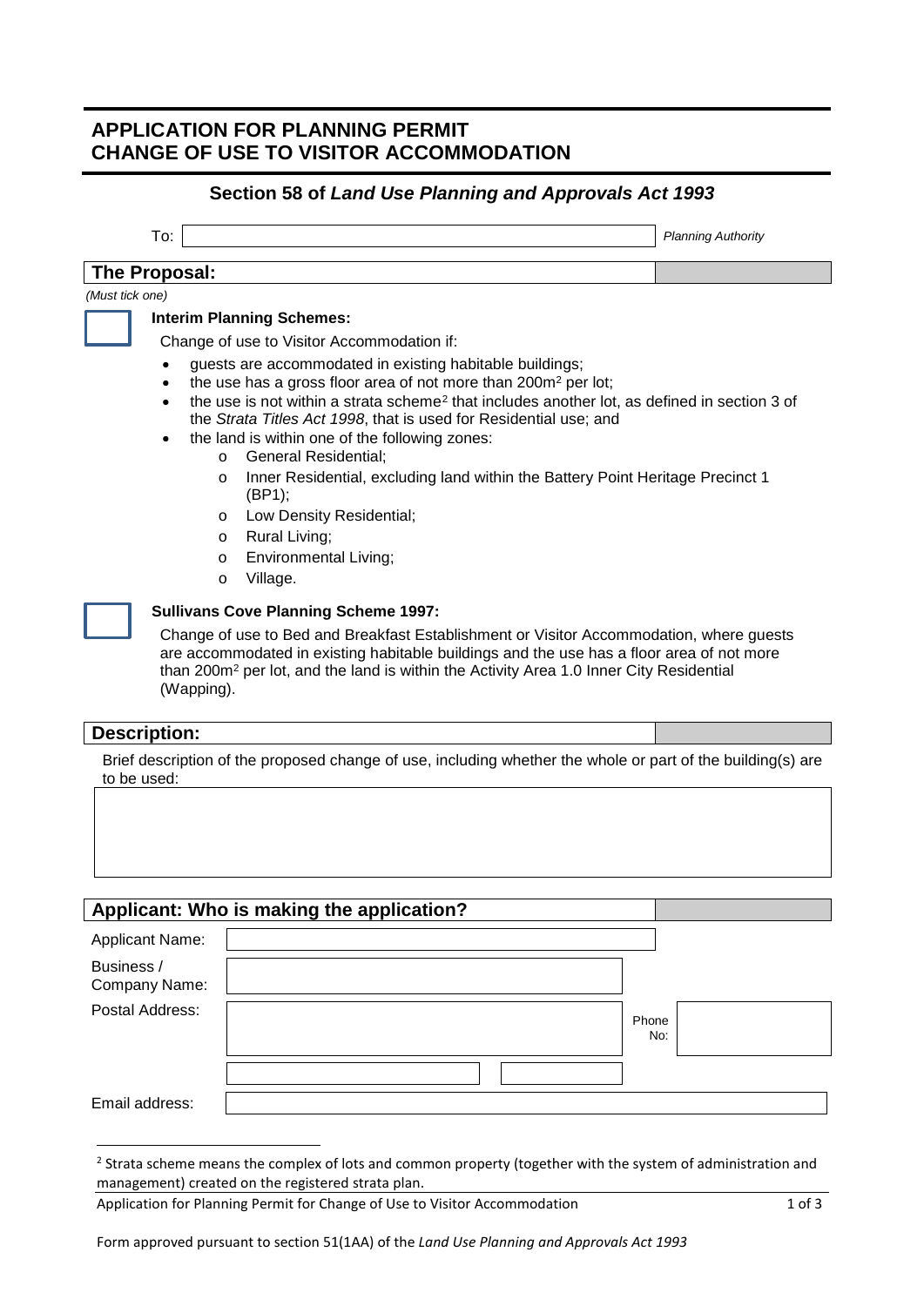# APPLICATION FOR PLANNING PERMIT
# CHANGE OF USE TO VISITOR ACCOMMODATION

## Section 58 of *Land Use Planning and Approvals Act 1993*

To: ______________________ *Planning Authority*

## The Proposal:

*(Must tick one)*

☐ **Interim Planning Schemes:**

Change of use to Visitor Accommodation if:

- guests are accommodated in existing habitable buildings;
- the use has a gross floor area of not more than 200m² per lot;
- the use is not within a strata scheme[2] that includes another lot, as defined in section 3 of the *Strata Titles Act 1998*, that is used for Residential use; and
- the land is within one of the following zones:
  - General Residential;
  - Inner Residential, excluding land within the Battery Point Heritage Precinct 1 (BP1);
  - Low Density Residential;
  - Rural Living;
  - Environmental Living;
  - Village.

☐ **Sullivans Cove Planning Scheme 1997:**

Change of use to Bed and Breakfast Establishment or Visitor Accommodation, where guests are accommodated in existing habitable buildings and the use has a floor area of not more than 200m² per lot, and the land is within the Activity Area 1.0 Inner City Residential (Wapping).

## Description:

Brief description of the proposed change of use, including whether the whole or part of the building(s) are to be used:

## Applicant: Who is making the application?

| | |
|---|---|
| Applicant Name: | |
| Business / Company Name: | |
| Postal Address: | |
| Phone No: | |
| Email address: | |

[2] Strata scheme means the complex of lots and common property (together with the system of administration and management) created on the registered strata plan.

Form approved pursuant to section 51(1AA) of the *Land Use Planning and Approvals Act 1993*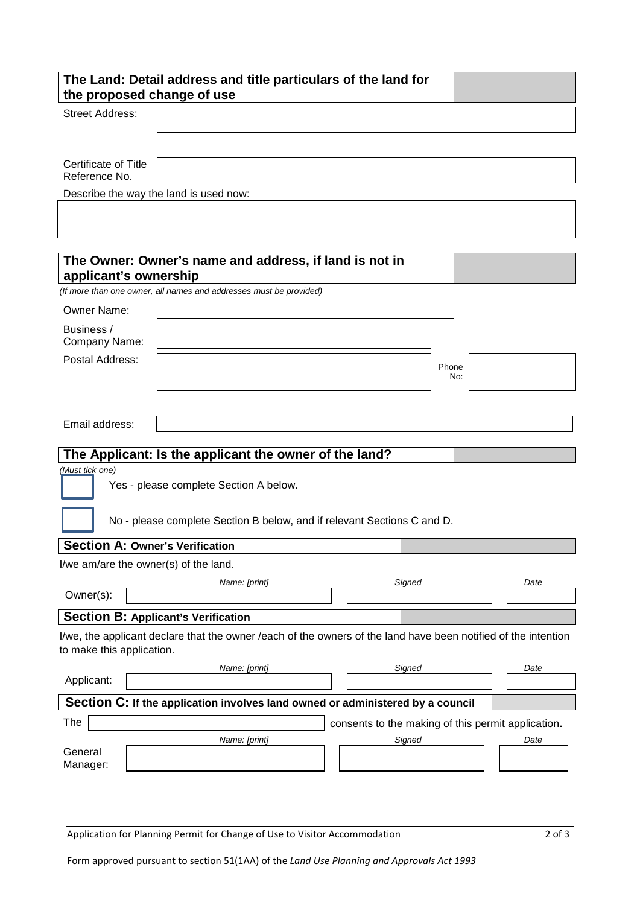## The Land: Detail address and title particulars of the land for the proposed change of use

Street Address:

Certificate of Title Reference No.

Describe the way the land is used now:

## The Owner: Owner's name and address, if land is not in applicant's ownership

*(If more than one owner, all names and addresses must be provided)*

Owner Name:

Business / Company Name:

Postal Address:

Phone No:

Email address:

## The Applicant: Is the applicant the owner of the land?

*(Must tick one)*

- ☐ Yes - please complete Section A below.
- ☐ No - please complete Section B below, and if relevant Sections C and D.

### Section A: Owner's Verification

I/we am/are the owner(s) of the land.

| | *Name: [print]* | *Signed* | *Date* |
|---|---|---|---|
| Owner(s): | | | |

### Section B: Applicant's Verification

I/we, the applicant declare that the owner /each of the owners of the land have been notified of the intention to make this application.

| | *Name: [print]* | *Signed* | *Date* |
|---|---|---|---|
| Applicant: | | | |

### Section C: If the application involves land owned or administered by a council

The ____________________ consents to the making of this permit application.

| | *Name: [print]* | *Signed* | *Date* |
|---|---|---|---|
| General Manager: | | | |

Application for Planning Permit for Change of Use to Visitor Accommodation

Form approved pursuant to section 51(1AA) of the *Land Use Planning and Approvals Act 1993*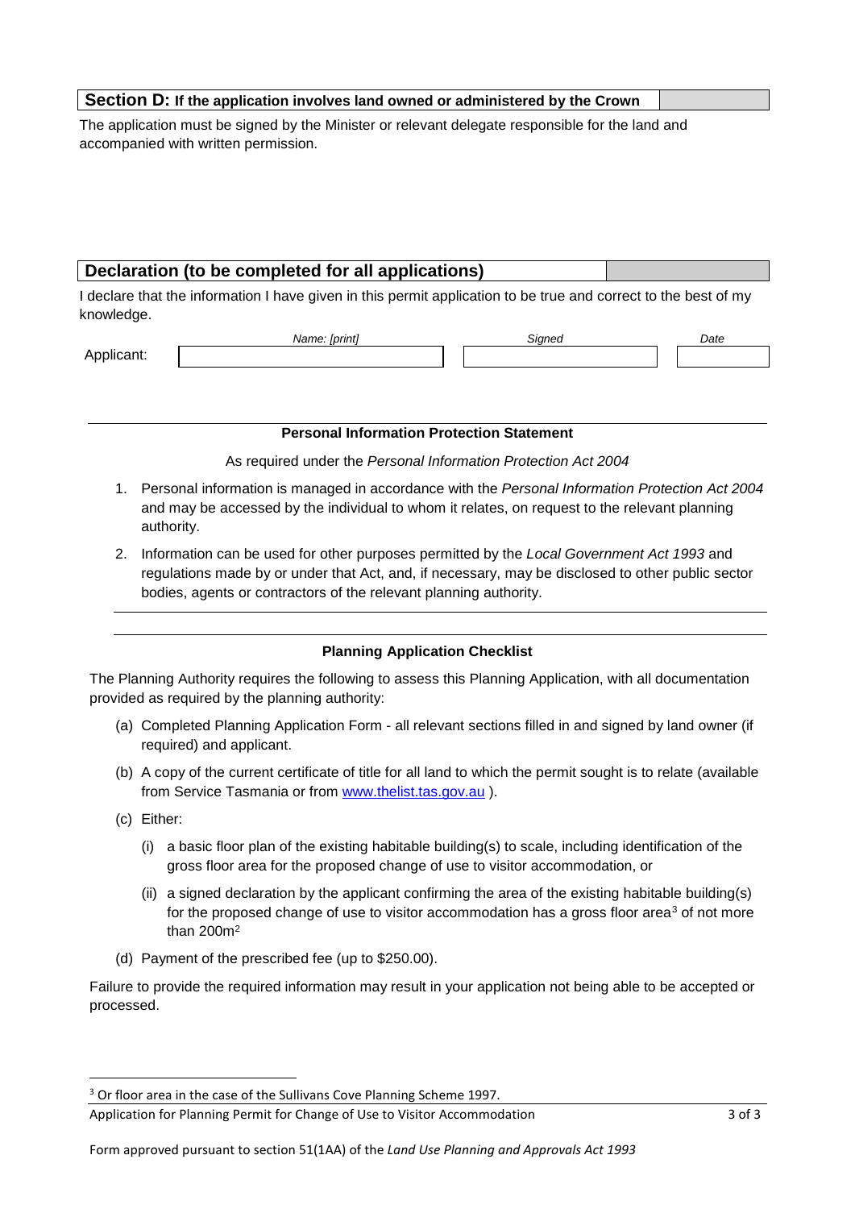## Section D: If the application involves land owned or administered by the Crown

The application must be signed by the Minister or relevant delegate responsible for the land and accompanied with written permission.

## Declaration (to be completed for all applications)

I declare that the information I have given in this permit application to be true and correct to the best of my knowledge.

| | *Name: [print]* | *Signed* | *Date* |
|---|---|---|---|
| Applicant: | | | |

---

**Personal Information Protection Statement**

As required under the *Personal Information Protection Act 2004*

1. Personal information is managed in accordance with the *Personal Information Protection Act 2004* and may be accessed by the individual to whom it relates, on request to the relevant planning authority.
2. Information can be used for other purposes permitted by the *Local Government Act 1993* and regulations made by or under that Act, and, if necessary, may be disclosed to other public sector bodies, agents or contractors of the relevant planning authority.

---

**Planning Application Checklist**

The Planning Authority requires the following to assess this Planning Application, with all documentation provided as required by the planning authority:

(a) Completed Planning Application Form - all relevant sections filled in and signed by land owner (if required) and applicant.

(b) A copy of the current certificate of title for all land to which the permit sought is to relate (available from Service Tasmania or from [www.thelist.tas.gov.au](http://www.thelist.tas.gov.au) ).

(c) Either:

  (i) a basic floor plan of the existing habitable building(s) to scale, including identification of the gross floor area for the proposed change of use to visitor accommodation, or

  (ii) a signed declaration by the applicant confirming the area of the existing habitable building(s) for the proposed change of use to visitor accommodation has a gross floor area[3] of not more than $200m^2$

(d) Payment of the prescribed fee (up to $250.00).

Failure to provide the required information may result in your application not being able to be accepted or processed.

---

[3] Or floor area in the case of the Sullivans Cove Planning Scheme 1997.

Form approved pursuant to section 51(1AA) of the *Land Use Planning and Approvals Act 1993*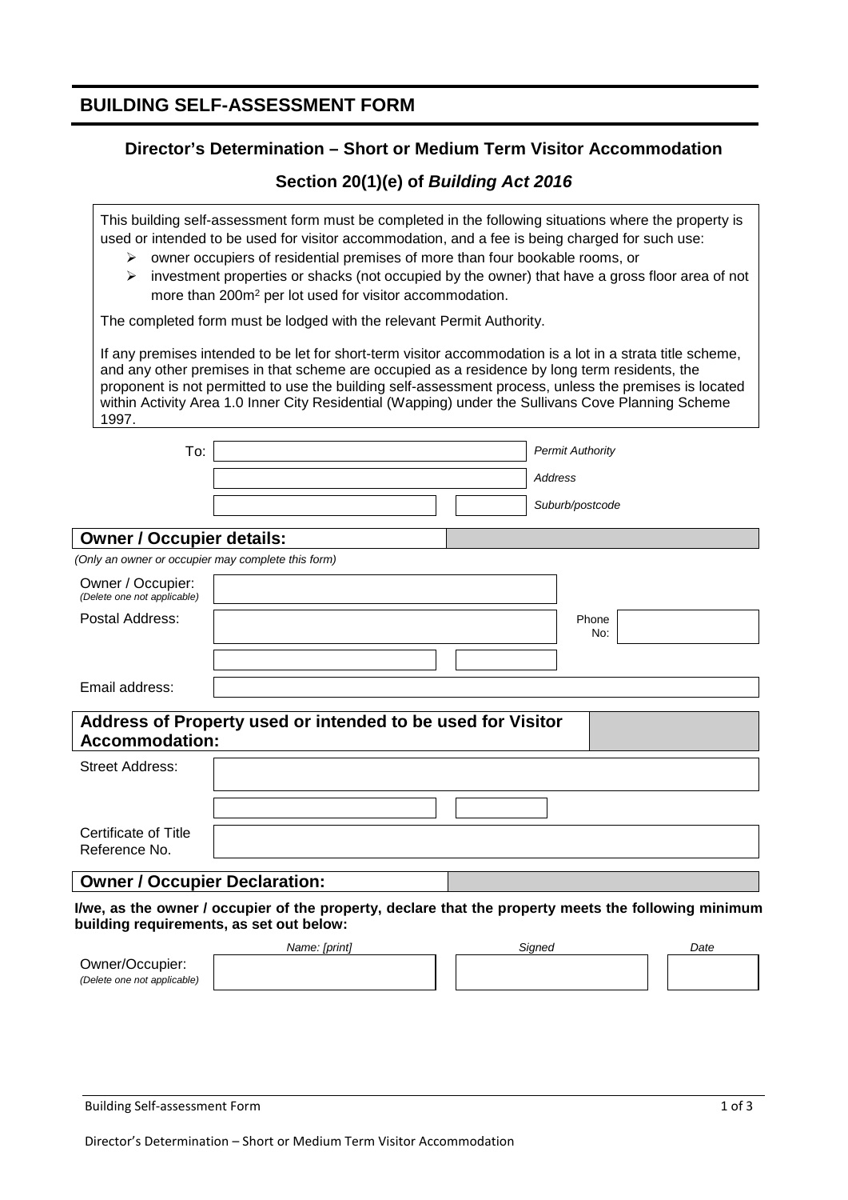# BUILDING SELF-ASSESSMENT FORM

### Director's Determination – Short or Medium Term Visitor Accommodation

### Section 20(1)(e) of *Building Act 2016*

This building self-assessment form must be completed in the following situations where the property is used or intended to be used for visitor accommodation, and a fee is being charged for such use:

- owner occupiers of residential premises of more than four bookable rooms, or
- investment properties or shacks (not occupied by the owner) that have a gross floor area of not more than 200m² per lot used for visitor accommodation.

The completed form must be lodged with the relevant Permit Authority.

If any premises intended to be let for short-term visitor accommodation is a lot in a strata title scheme, and any other premises in that scheme are occupied as a residence by long term residents, the proponent is not permitted to use the building self-assessment process, unless the premises is located within Activity Area 1.0 Inner City Residential (Wapping) under the Sullivans Cove Planning Scheme 1997.

| To: | | *Permit Authority* |
|---|---|---|
| | | *Address* |
| | | *Suburb/postcode* |

## Owner / Occupier details:

*(Only an owner or occupier may complete this form)*

| | | | |
|---|---|---|---|
| Owner / Occupier: *(Delete one not applicable)* | | | |
| Postal Address: | | Phone No: | |
| | | | |
| Email address: | | | |

## Address of Property used or intended to be used for Visitor Accommodation:

| | |
|---|---|
| Street Address: | |
| | |
| Certificate of Title Reference No. | |

## Owner / Occupier Declaration:

**I/we, as the owner / occupier of the property, declare that the property meets the following minimum building requirements, as set out below:**

| | *Name: [print]* | *Signed* | *Date* |
|---|---|---|---|
| Owner/Occupier: *(Delete one not applicable)* | | | |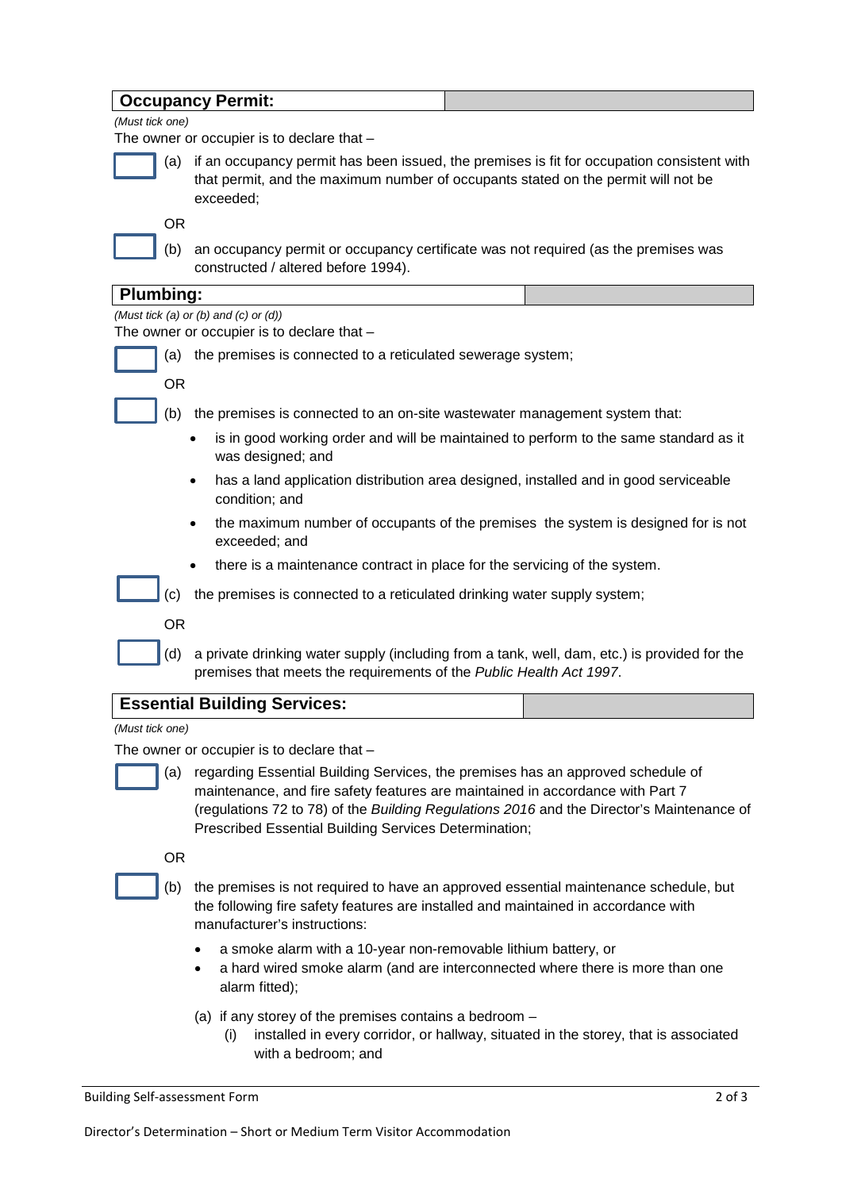## Occupancy Permit:

*(Must tick one)*

The owner or occupier is to declare that –

☐ (a) if an occupancy permit has been issued, the premises is fit for occupation consistent with that permit, and the maximum number of occupants stated on the permit will not be exceeded;

OR

☐ (b) an occupancy permit or occupancy certificate was not required (as the premises was constructed / altered before 1994).

## Plumbing:

*(Must tick (a) or (b) and (c) or (d))*

The owner or occupier is to declare that –

☐ (a) the premises is connected to a reticulated sewerage system;

OR

☐ (b) the premises is connected to an on-site wastewater management system that:

- is in good working order and will be maintained to perform to the same standard as it was designed; and
- has a land application distribution area designed, installed and in good serviceable condition; and
- the maximum number of occupants of the premises the system is designed for is not exceeded; and
- there is a maintenance contract in place for the servicing of the system.

☐ (c) the premises is connected to a reticulated drinking water supply system;

OR

☐ (d) a private drinking water supply (including from a tank, well, dam, etc.) is provided for the premises that meets the requirements of the *Public Health Act 1997*.

## Essential Building Services:

*(Must tick one)*

The owner or occupier is to declare that –

☐ (a) regarding Essential Building Services, the premises has an approved schedule of maintenance, and fire safety features are maintained in accordance with Part 7 (regulations 72 to 78) of the *Building Regulations 2016* and the Director's Maintenance of Prescribed Essential Building Services Determination;

OR

☐ (b) the premises is not required to have an approved essential maintenance schedule, but the following fire safety features are installed and maintained in accordance with manufacturer's instructions:

- a smoke alarm with a 10-year non-removable lithium battery, or
- a hard wired smoke alarm (and are interconnected where there is more than one alarm fitted);

(a) if any storey of the premises contains a bedroom –

(i) installed in every corridor, or hallway, situated in the storey, that is associated with a bedroom; and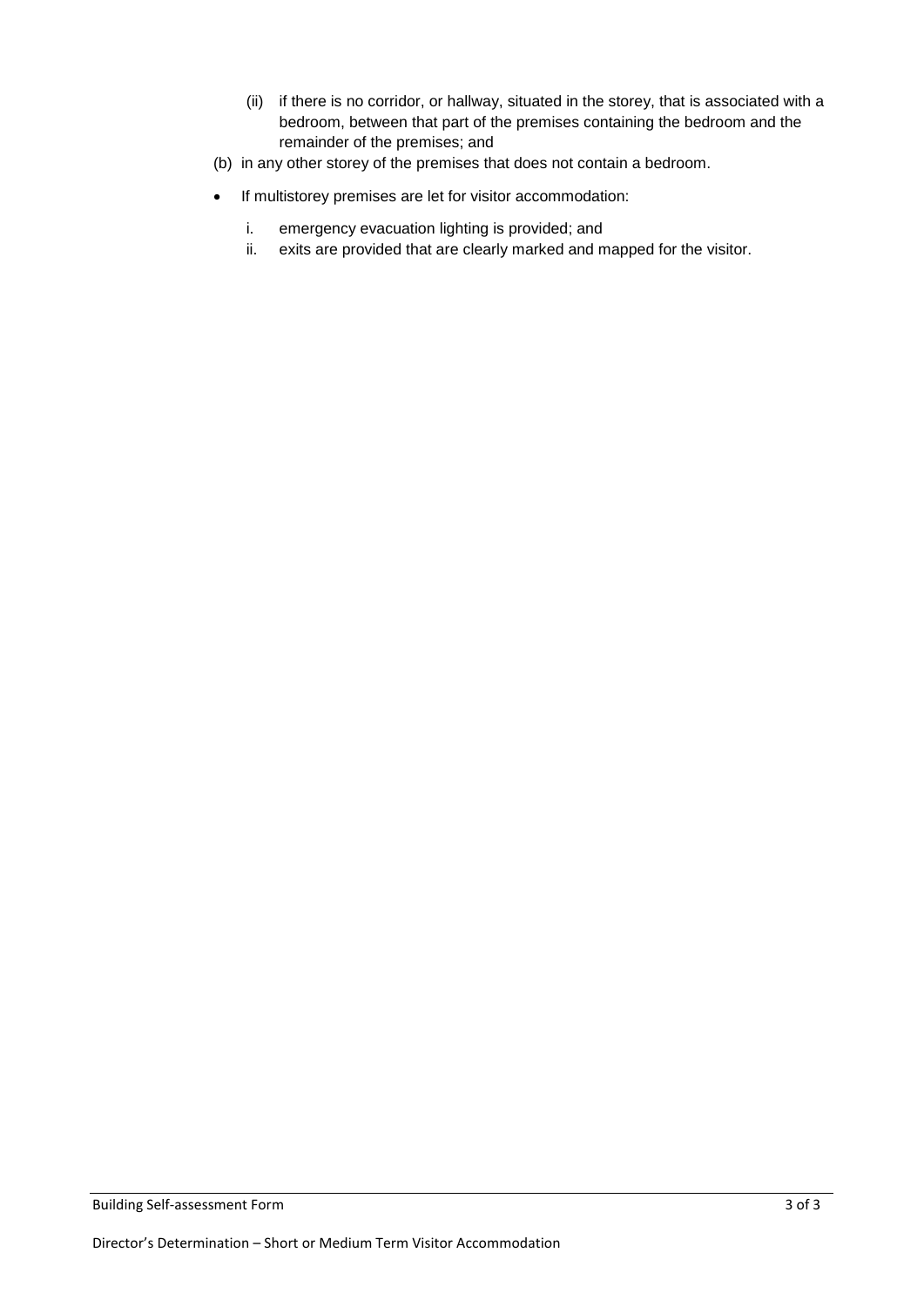(ii) if there is no corridor, or hallway, situated in the storey, that is associated with a bedroom, between that part of the premises containing the bedroom and the remainder of the premises; and

(b) in any other storey of the premises that does not contain a bedroom.

- If multistorey premises are let for visitor accommodation:
   i. emergency evacuation lighting is provided; and
   ii. exits are provided that are clearly marked and mapped for the visitor.